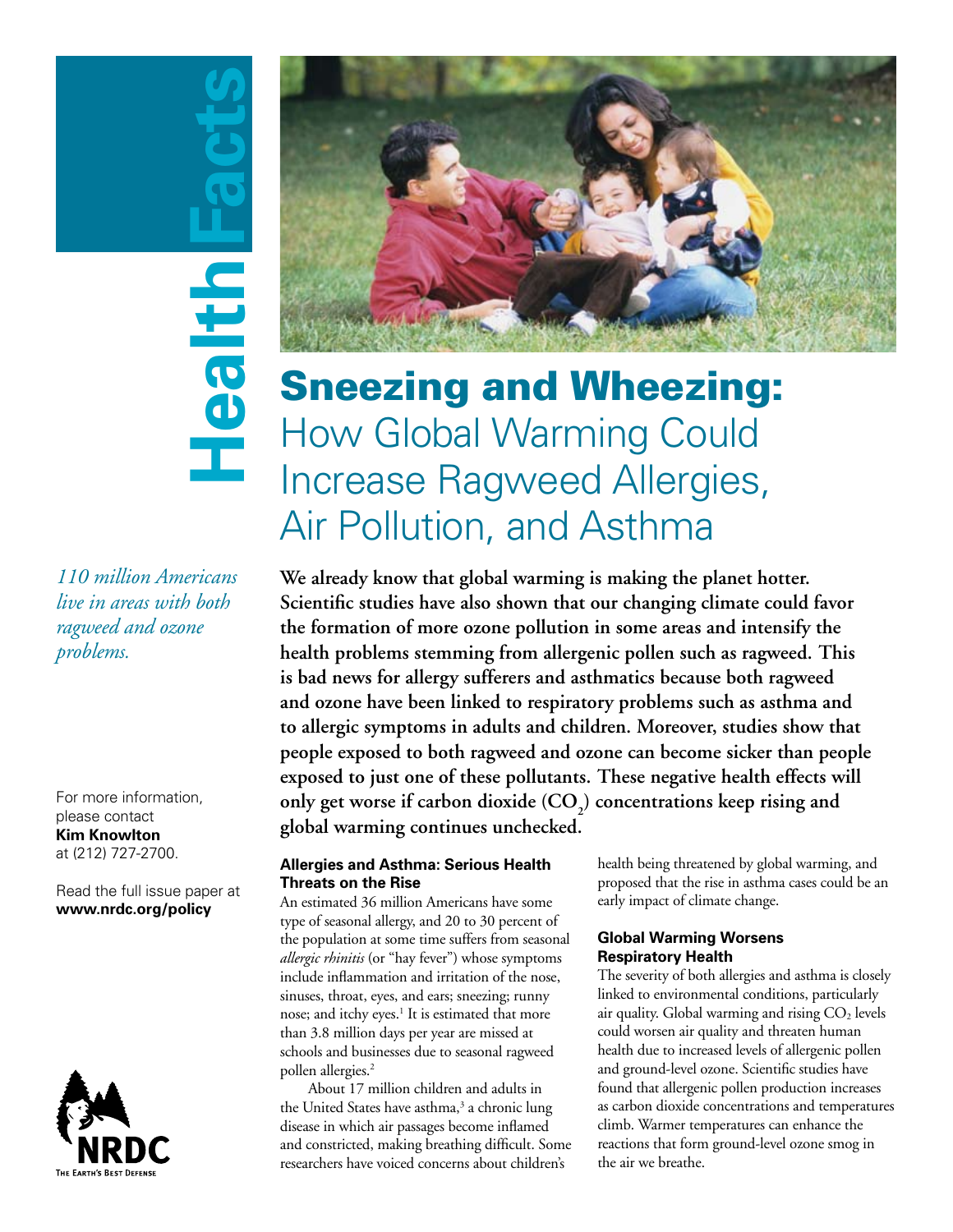Health Facts

# Sneezing and Wheezing: How Global Warming Could Increase Ragweed Allergies, Air Pollution, and Asthma

*110 million Americans live in areas with both ragweed and ozone problems.*

For more information, please contact **Kim Knowlton** at (212) 727-2700.

Read the full issue paper at **www.nrdc.org/policy**

**We already know that global warming is making the planet hotter. Scientific studies have also shown that our changing climate could favor the formation of more ozone pollution in some areas and intensify the health problems stemming from allergenic pollen such as ragweed. This is bad news for allergy sufferers and asthmatics because both ragweed and ozone have been linked to respiratory problems such as asthma and to allergic symptoms in adults and children. Moreover, studies show that people exposed to both ragweed and ozone can become sicker than people exposed to just one of these pollutants. These negative health effects will only get worse if carbon dioxide ($CO_2$) concentrations keep rising and global warming continues unchecked.**

### Allergies and Asthma: Serious Health Threats on the Rise

An estimated 36 million Americans have some type of seasonal allergy, and 20 to 30 percent of the population at some time suffers from seasonal *allergic rhinitis* (or "hay fever") whose symptoms include inflammation and irritation of the nose, sinuses, throat, eyes, and ears; sneezing; runny nose; and itchy eyes.[1] It is estimated that more than 3.8 million days per year are missed at schools and businesses due to seasonal ragweed pollen allergies.[2]

About 17 million children and adults in the United States have asthma,[3] a chronic lung disease in which air passages become inflamed and constricted, making breathing difficult. Some researchers have voiced concerns about children's health being threatened by global warming, and proposed that the rise in asthma cases could be an early impact of climate change.

### Global Warming Worsens Respiratory Health

The severity of both allergies and asthma is closely linked to environmental conditions, particularly air quality. Global warming and rising $CO_2$ levels could worsen air quality and threaten human health due to increased levels of allergenic pollen and ground-level ozone. Scientific studies have found that allergenic pollen production increases as carbon dioxide concentrations and temperatures climb. Warmer temperatures can enhance the reactions that form ground-level ozone smog in the air we breathe.

NRDC
THE EARTH'S BEST DEFENSE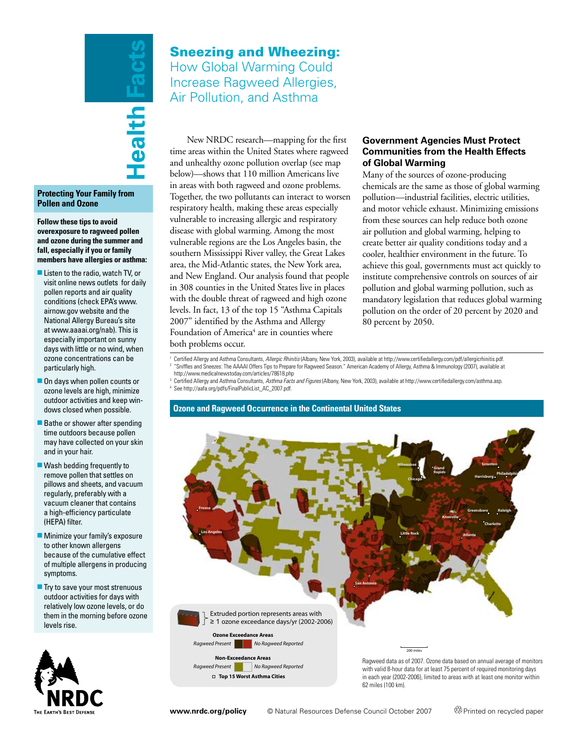# Health Facts

## Sneezing and Wheezing: How Global Warming Could Increase Ragweed Allergies, Air Pollution, and Asthma

### Protecting Your Family from Pollen and Ozone

**Follow these tips to avoid overexposure to ragweed pollen and ozone during the summer and fall, especially if you or family members have allergies or asthma:**

- Listen to the radio, watch TV, or visit online news outlets for daily pollen reports and air quality conditions (check EPA's www.airnow.gov website and the National Allergy Bureau's site at www.aaaai.org/nab). This is especially important on sunny days with little or no wind, when ozone concentrations can be particularly high.
- On days when pollen counts or ozone levels are high, minimize outdoor activities and keep windows closed when possible.
- Bathe or shower after spending time outdoors because pollen may have collected on your skin and in your hair.
- Wash bedding frequently to remove pollen that settles on pillows and sheets, and vacuum regularly, preferably with a vacuum cleaner that contains a high-efficiency particulate (HEPA) filter.
- Minimize your family's exposure to other known allergens because of the cumulative effect of multiple allergens in producing symptoms.
- Try to save your most strenuous outdoor activities for days with relatively low ozone levels, or do them in the morning before ozone levels rise.

New NRDC research—mapping for the first time areas within the United States where ragweed and unhealthy ozone pollution overlap (see map below)—shows that 110 million Americans live in areas with both ragweed and ozone problems. Together, the two pollutants can interact to worsen respiratory health, making these areas especially vulnerable to increasing allergic and respiratory disease with global warming. Among the most vulnerable regions are the Los Angeles basin, the southern Mississippi River valley, the Great Lakes area, the Mid-Atlantic states, the New York area, and New England. Our analysis found that people in 308 counties in the United States live in places with the double threat of ragweed and high ozone levels. In fact, 13 of the top 15 "Asthma Capitals 2007" identified by the Asthma and Allergy Foundation of America[4] are in counties where both problems occur.

### Government Agencies Must Protect Communities from the Health Effects of Global Warming

Many of the sources of ozone-producing chemicals are the same as those of global warming pollution—industrial facilities, electric utilities, and motor vehicle exhaust. Minimizing emissions from these sources can help reduce both ozone air pollution and global warming, helping to create better air quality conditions today and a cooler, healthier environment in the future. To achieve this goal, governments must act quickly to institute comprehensive controls on sources of air pollution and global warming pollution, such as mandatory legislation that reduces global warming pollution on the order of 20 percent by 2020 and 80 percent by 2050.

[1] Certified Allergy and Asthma Consultants, *Allergic Rhinitis* (Albany, New York, 2003), available at http://www.certifiedallergy.com/pdf/allergicrhinitis.pdf.
[2] "Sniffles and Sneezes: The AAAAI Offers Tips to Prepare for Ragweed Season." American Academy of Allergy, Asthma & Immunology (2007), available at http://www.medicalnewstoday.com/articles/78618.php
[3] Certified Allergy and Asthma Consultants, *Asthma Facts and Figures* (Albany, New York, 2003), available at http://www.certifiedallergy.com/asthma.asp.
[4] See http://aafa.org/pdfs/FinalPublicList_AC_2007.pdf.

### Ozone and Ragweed Occurrence in the Continental United States

Milwaukee
Grand Rapids
Chicago
Scranton
Harrisburg
Philadelphia
Fresno
Greensboro
Raleigh
Knoxville
Charlotte
Los Angeles
Little Rock
Atlanta
San Antonio

Extruded portion represents areas with ≥ 1 ozone exceedance days/yr (2002-2006)

**Ozone Exceedance Areas**
*Ragweed Present* *No Ragweed Reported*

**Non-Exceedance Areas**
*Ragweed Present* *No Ragweed Reported*

**Top 15 Worst Asthma Cities**

200 miles

Ragweed data as of 2007. Ozone data based on annual average of monitors with valid 8-hour data for at least 75 percent of required monitoring days in each year (2002-2006), limited to areas with at least one monitor within 62 miles (100 km).

**www.nrdc.org/policy** © Natural Resources Defense Council October 2007 Printed on recycled paper

NRDC
THE EARTH'S BEST DEFENSE